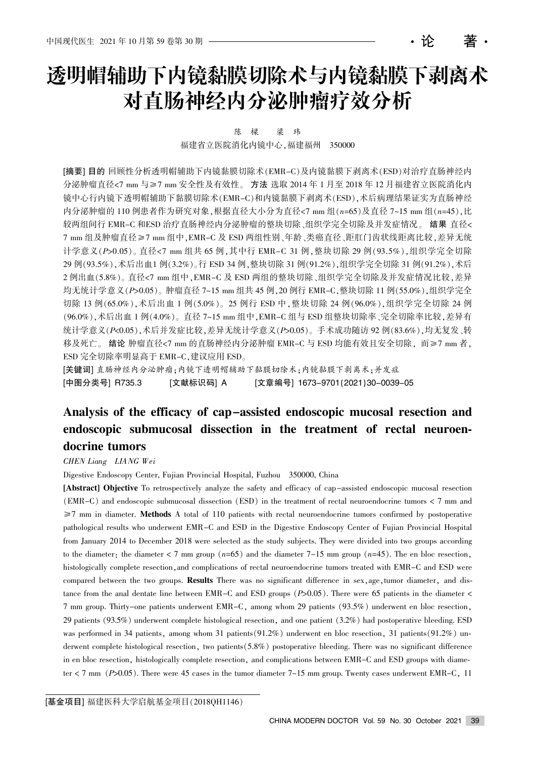·论　著·

# 透明帽辅助下内镜黏膜切除术与内镜黏膜下剥离术对直肠神经内分泌肿瘤疗效分析

陈　樑　　梁　玮

福建省立医院消化内镜中心，福建福州　350000

**[摘要] 目的** 回顾性分析透明帽辅助下内镜黏膜切除术(EMR-C)及内镜黏膜下剥离术(ESD)对治疗直肠神经内分泌肿瘤直径<7 mm 与≥7 mm 安全性及有效性。 **方法** 选取 2014 年 1 月至 2018 年 12 月福建省立医院消化内镜中心行内镜下透明帽辅助下黏膜切除术(EMR-C)和内镜黏膜下剥离术(ESD)，术后病理结果证实为直肠神经内分泌肿瘤的 110 例患者作为研究对象，根据直径大小分为直径<7 mm 组($n$=65)及直径 7~15 mm 组($n$=45)，比较两组间行 EMR-C 和ESD 治疗直肠神经内分泌肿瘤的整块切除、组织学完全切除及并发症情况。 **结果** 直径<7 mm 组及肿瘤直径≥7 mm 组中，EMR-C 及 ESD 两组性别、年龄、类癌直径、距肛门齿状线距离比较，差异无统计学意义($P$>0.05)。直径<7 mm 组共 65 例，其中行 EMR-C 31 例，整块切除 29 例(93.5%)，组织学完全切除 29 例(93.5%)，术后出血1 例(3.2%)。行 ESD 34 例，整块切除 31 例(91.2%)，组织学完全切除 31 例(91.2%)，术后 2 例出血(5.8%)。直径<7 mm 组中，EMR-C 及 ESD 两组的整块切除、组织学完全切除及并发症情况比较，差异均无统计学意义($P$>0.05)。肿瘤直径 7~15 mm 组共 45 例，20 例行 EMR-C，整块切除 11 例(55.0%)，组织学完全切除 13 例(65.0%)，术后出血 1 例(5.0%)。25 例行 ESD 中，整块切除 24 例(96.0%)，组织学完全切除 24 例(96.0%)，术后出血 1 例(4.0%)。直径 7~15 mm 组中，EMR-C 组与 ESD 组整块切除率、完全切除率比较，差异有统计学意义($P$<0.05)，术后并发症比较，差异无统计学意义($P$>0.05)。手术成功随访 92 例(83.6%)，均无复发、转移及死亡。 **结论** 肿瘤直径<7 mm 的直肠神经内分泌肿瘤 EMR-C 与 ESD 均能有效且安全切除，而≥7 mm 者，ESD 完全切除率明显高于 EMR-C，建议应用 ESD。

**[关键词]** 直肠神经内分泌肿瘤；内镜下透明帽辅助下黏膜切除术；内镜黏膜下剥离术；并发症

**[中图分类号]** R735.3　　**[文献标识码]** A　　**[文章编号]** 1673-9701(2021)30-0039-05

## Analysis of the efficacy of cap-assisted endoscopic mucosal resection and endoscopic submucosal dissection in the treatment of rectal neuroendocrine tumors

*CHEN Liang　LIANG Wei*

Digestive Endoscopy Center, Fujian Provincial Hospital, Fuzhou　350000, China

**[Abstract] Objective** To retrospectively analyze the safety and efficacy of cap-assisted endoscopic mucosal resection (EMR-C) and endoscopic submucosal dissection (ESD) in the treatment of rectal neuroendocrine tumors < 7 mm and ≥7 mm in diameter. **Methods** A total of 110 patients with rectal neuroendocrine tumors confirmed by postoperative pathological results who underwent EMR-C and ESD in the Digestive Endoscopy Center of Fujian Provincial Hospital from January 2014 to December 2018 were selected as the study subjects. They were divided into two groups according to the diameter: the diameter < 7 mm group ($n$=65) and the diameter 7-15 mm group ($n$=45). The en bloc resection, histologically complete resection, and complications of rectal neuroendocrine tumors treated with EMR-C and ESD were compared between the two groups. **Results** There was no significant difference in sex, age, tumor diameter, and distance from the anal dentate line between EMR-C and ESD groups ($P$>0.05). There were 65 patients in the diameter < 7 mm group. Thirty-one patients underwent EMR-C, among whom 29 patients (93.5%) underwent en bloc resection, 29 patients (93.5%) underwent complete histological resection, and one patient (3.2%) had postoperative bleeding. ESD was performed in 34 patients, among whom 31 patients(91.2%) underwent en bloc resection, 31 patients(91.2%) underwent complete histological resection, two patients(5.8%) postoperative bleeding. There was no significant difference in en bloc resection, histologically complete resection, and complications between EMR-C and ESD groups with diameter < 7 mm ($P$>0.05). There were 45 cases in the tumor diameter 7-15 mm group. Twenty cases underwent EMR-C, 11

[基金项目] 福建医科大学启航基金项目(2018QH1146)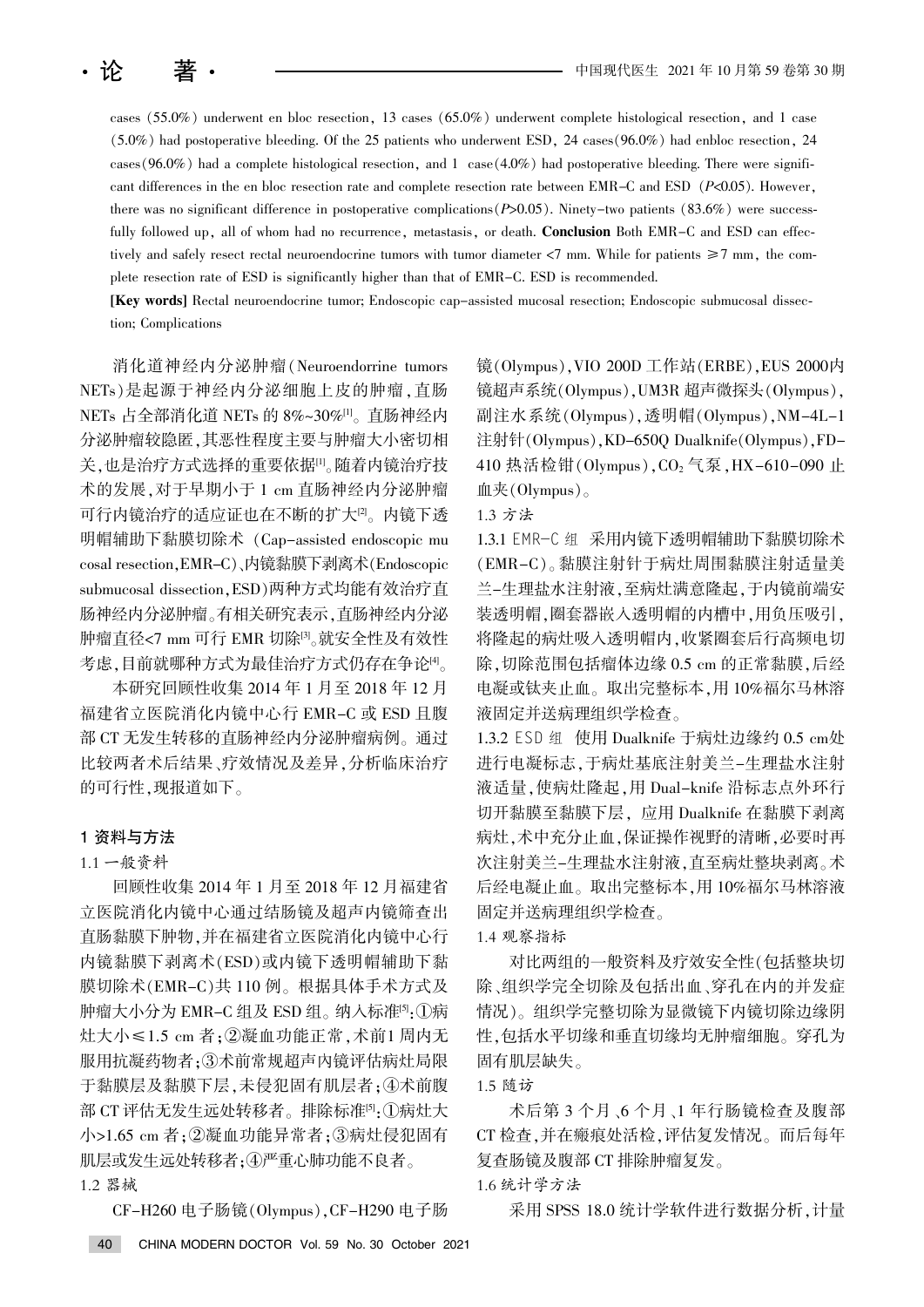cases (55.0%) underwent en bloc resection, 13 cases (65.0%) underwent complete histological resection, and 1 case (5.0%) had postoperative bleeding. Of the 25 patients who underwent ESD, 24 cases(96.0%) had enbloc resection, 24 cases(96.0%) had a complete histological resection, and 1 case(4.0%) had postoperative bleeding. There were significant differences in the en bloc resection rate and complete resection rate between EMR-C and ESD ($P$<0.05). However, there was no significant difference in postoperative complications($P$>0.05). Ninety-two patients (83.6%) were successfully followed up, all of whom had no recurrence, metastasis, or death. **Conclusion** Both EMR-C and ESD can effectively and safely resect rectal neuroendocrine tumors with tumor diameter <7 mm. While for patients ≥7 mm, the complete resection rate of ESD is significantly higher than that of EMR-C. ESD is recommended.

**[Key words]** Rectal neuroendocrine tumor; Endoscopic cap-assisted mucosal resection; Endoscopic submucosal dissection; Complications

消化道神经内分泌肿瘤(Neuroendorrine tumors NETs)是起源于神经内分泌细胞上皮的肿瘤,直肠NETs 占全部消化道 NETs 的 8%~30%[1]。直肠神经内分泌肿瘤较隐匿,其恶性程度主要与肿瘤大小密切相关,也是治疗方式选择的重要依据[1]。随着内镜治疗技术的发展,对于早期小于 1 cm 直肠神经内分泌肿瘤可行内镜治疗的适应证也在不断的扩大[2]。内镜下透明帽辅助下黏膜切除术 (Cap-assisted endoscopic mucosal resection,EMR-C)、内镜黏膜下剥离术(Endoscopic submucosal dissection,ESD)两种方式均能有效治疗直肠神经内分泌肿瘤。有相关研究表示,直肠神经内分泌肿瘤直径<7 mm 可行 EMR 切除[3]。就安全性及有效性考虑,目前就哪种方式为最佳治疗方式仍存在争论[4]。

本研究回顾性收集 2014 年 1 月至 2018 年 12 月福建省立医院消化内镜中心行 EMR-C 或 ESD 且腹部 CT 无发生转移的直肠神经内分泌肿瘤病例。通过比较两者术后结果、疗效情况及差异,分析临床治疗的可行性,现报道如下。

## 1 资料与方法

### 1.1 一般资料

回顾性收集 2014 年 1 月至 2018 年 12 月福建省立医院消化内镜中心通过结肠镜及超声内镜筛查出直肠黏膜下肿物,并在福建省立医院消化内镜中心行内镜黏膜下剥离术(ESD)或内镜下透明帽辅助下黏膜切除术(EMR-C)共 110 例。根据具体手术方式及肿瘤大小分为 EMR-C 组及 ESD 组。纳入标准[5]:①病灶大小≤1.5 cm 者;②凝血功能正常,术前1 周内无服用抗凝药物者;③术前常规超声内镜评估病灶局限于黏膜层及黏膜下层,未侵犯固有肌层者;④术前腹部 CT 评估无发生远处转移者。排除标准[5]:①病灶大小>1.65 cm 者;②凝血功能异常者;③病灶侵犯固有肌层或发生远处转移者;④严重心肺功能不良者。

### 1.2 器械

CF-H260 电子肠镜(Olympus),CF-H290 电子肠镜(Olympus),VIO 200D 工作站(ERBE),EUS 2000内镜超声系统(Olympus),UM3R 超声微探头(Olympus),副注水系统(Olympus),透明帽(Olympus),NM-4L-1 注射针(Olympus),KD-650Q Dualknife(Olympus),FD-410 热活检钳(Olympus),$CO_2$ 气泵,HX-610-090 止血夹(Olympus)。

### 1.3 方法

1.3.1 EMR-C 组 采用内镜下透明帽辅助下黏膜切除术(EMR-C)。黏膜注射针于病灶周围黏膜注射适量美兰-生理盐水注射液,至病灶满意隆起,于内镜前端安装透明帽,圈套器嵌入透明帽的内槽中,用负压吸引,将隆起的病灶吸入透明帽内,收紧圈套后行高频电切除,切除范围包括瘤体边缘 0.5 cm 的正常黏膜,后经电凝或钛夹止血。取出完整标本,用 10%福尔马林溶液固定并送病理组织学检查。

1.3.2 ESD 组 使用 Dualknife 于病灶边缘约 0.5 cm处进行电凝标志,于病灶基底注射美兰-生理盐水注射液适量,使病灶隆起,用 Dual-knife 沿标志点外环行切开黏膜至黏膜下层, 应用 Dualknife 在黏膜下剥离病灶,术中充分止血,保证操作视野的清晰,必要时再次注射美兰-生理盐水注射液,直至病灶整块剥离。术后经电凝止血。取出完整标本,用 10%福尔马林溶液固定并送病理组织学检查。

### 1.4 观察指标

对比两组的一般资料及疗效安全性(包括整块切除、组织学完全切除及包括出血、穿孔在内的并发症情况)。组织学完整切除为显微镜下内镜切除边缘阴性,包括水平切缘和垂直切缘均无肿瘤细胞。穿孔为固有肌层缺失。

### 1.5 随访

术后第 3 个月、6 个月、1 年行肠镜检查及腹部 CT 检查,并在瘢痕处活检,评估复发情况。而后每年复查肠镜及腹部 CT 排除肿瘤复发。

### 1.6 统计学方法

采用 SPSS 18.0 统计学软件进行数据分析,计量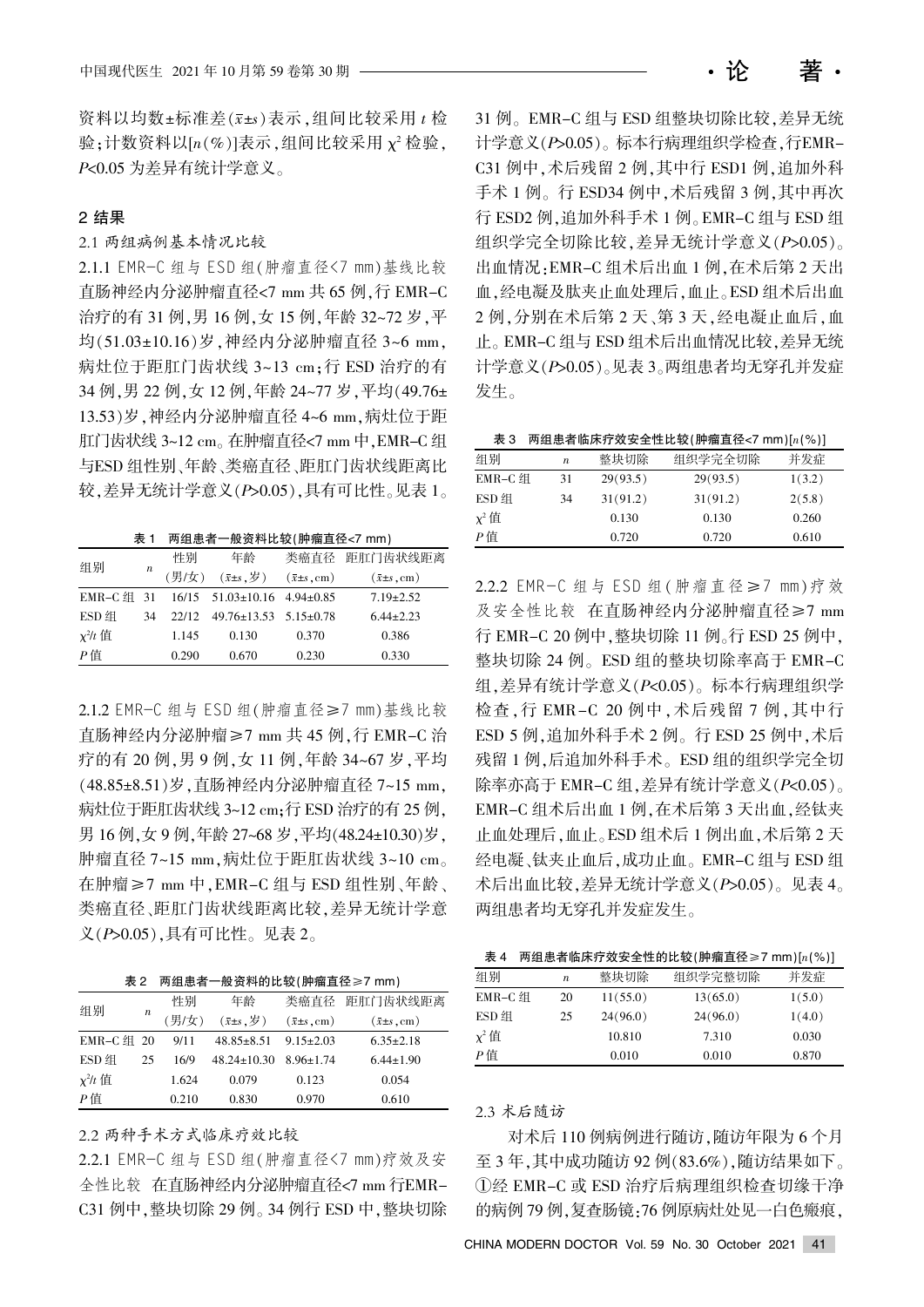资料以均数±标准差($\bar{x}\pm s$)表示,组间比较采用 $t$ 检验;计数资料以[$n$(%)]表示,组间比较采用 $\chi^2$ 检验,$P$<0.05 为差异有统计学意义。

## 2 结果

### 2.1 两组病例基本情况比较

2.1.1 EMR-C 组与 ESD 组(肿瘤直径<7 mm)基线比较 直肠神经内分泌肿瘤直径<7 mm 共 65 例,行 EMR-C 治疗的有 31 例,男 16 例,女 15 例,年龄 32~72 岁,平均(51.03±10.16)岁,神经内分泌肿瘤直径 3~6 mm,病灶位于距肛门齿状线 3~13 cm;行 ESD 治疗的有 34 例,男 22 例,女 12 例,年龄 24~77 岁,平均(49.76±13.53)岁,神经内分泌肿瘤直径 4~6 mm,病灶位于距肛门齿状线 3~12 cm。在肿瘤直径<7 mm 中,EMR-C 组与ESD 组性别、年龄、类癌直径、距肛门齿状线距离比较,差异无统计学意义($P$>0.05),具有可比性。见表 1。

表 1 两组患者一般资料比较(肿瘤直径<7 mm)

| 组别 | $n$ | 性别(男/女) | 年龄($\bar{x}\pm s$,岁) | 类癌直径($\bar{x}\pm s$,cm) | 距肛门齿状线距离($\bar{x}\pm s$,cm) |
|---|---|---|---|---|---|
| EMR-C 组 | 31 | 16/15 | 51.03±10.16 | 4.94±0.85 | 7.19±2.52 |
| ESD 组 | 34 | 22/12 | 49.76±13.53 | 5.15±0.78 | 6.44±2.23 |
| $\chi^2/t$ 值 | | 1.145 | 0.130 | 0.370 | 0.386 |
| $P$ 值 | | 0.290 | 0.670 | 0.230 | 0.330 |

2.1.2 EMR-C 组与 ESD 组(肿瘤直径≥7 mm)基线比较 直肠神经内分泌肿瘤≥7 mm 共 45 例,行 EMR-C 治疗的有 20 例,男 9 例,女 11 例,年龄 34~67 岁,平均(48.85±8.51)岁,直肠神经内分泌肿瘤直径 7~15 mm,病灶位于距肛齿状线 3~12 cm;行 ESD 治疗的有 25 例,男 16 例,女 9 例,年龄 27~68 岁,平均(48.24±10.30)岁,肿瘤直径 7~15 mm,病灶位于距肛齿状线 3~10 cm。在肿瘤≥7 mm 中,EMR-C 组与 ESD 组性别、年龄、类癌直径、距肛门齿状线距离比较,差异无统计学意义($P$>0.05),具有可比性。见表 2。

表 2 两组患者一般资料的比较(肿瘤直径≥7 mm)

| 组别 | $n$ | 性别(男/女) | 年龄($\bar{x}\pm s$,岁) | 类癌直径($\bar{x}\pm s$,cm) | 距肛门齿状线距离($\bar{x}\pm s$,cm) |
|---|---|---|---|---|---|
| EMR-C 组 | 20 | 9/11 | 48.85±8.51 | 9.15±2.03 | 6.35±2.18 |
| ESD 组 | 25 | 16/9 | 48.24±10.30 | 8.96±1.74 | 6.44±1.90 |
| $\chi^2/t$ 值 | | 1.624 | 0.079 | 0.123 | 0.054 |
| $P$ 值 | | 0.210 | 0.830 | 0.970 | 0.610 |

### 2.2 两种手术方式临床疗效比较

2.2.1 EMR-C 组与 ESD 组(肿瘤直径<7 mm)疗效及安全性比较 在直肠神经内分泌肿瘤直径<7 mm 行EMR-C31 例中,整块切除 29 例。34 例行 ESD 中,整块切除 31 例。EMR-C 组与 ESD 组整块切除比较,差异无统计学意义($P$>0.05)。标本行病理组织学检查,行EMR-C31 例中,术后残留 2 例,其中行 ESD1 例,追加外科手术 1 例。行 ESD34 例中,术后残留 3 例,其中再次行 ESD2 例,追加外科手术 1 例。EMR-C 组与 ESD 组组织学完全切除比较,差异无统计学意义($P$>0.05)。出血情况:EMR-C 组术后出血 1 例,在术后第 2 天出血,经电凝及肽夹止血处理后,血止。ESD 组术后出血 2 例,分别在术后第 2 天、第 3 天,经电凝止血后,血止。EMR-C 组与 ESD 组术后出血情况比较,差异无统计学意义($P$>0.05)。见表 3。两组患者均无穿孔并发症发生。

表 3 两组患者临床疗效安全性比较(肿瘤直径<7 mm)[$n$(%)]

| 组别 | $n$ | 整块切除 | 组织学完全切除 | 并发症 |
|---|---|---|---|---|
| EMR-C 组 | 31 | 29(93.5) | 29(93.5) | 1(3.2) |
| ESD 组 | 34 | 31(91.2) | 31(91.2) | 2(5.8) |
| $\chi^2$ 值 | | 0.130 | 0.130 | 0.260 |
| $P$ 值 | | 0.720 | 0.720 | 0.610 |

2.2.2 EMR-C 组与 ESD 组(肿瘤直径≥7 mm)疗效及安全性比较 在直肠神经内分泌肿瘤直径≥7 mm 行 EMR-C 20 例中,整块切除 11 例。行 ESD 25 例中,整块切除 24 例。ESD 组的整块切除率高于 EMR-C 组,差异有统计学意义($P$<0.05)。标本行病理组织学检查,行 EMR-C 20 例中,术后残留 7 例,其中行 ESD 5 例,追加外科手术 2 例。行 ESD 25 例中,术后残留 1 例,后追加外科手术。ESD 组的组织学完全切除率亦高于 EMR-C 组,差异有统计学意义($P$<0.05)。EMR-C 组术后出血 1 例,在术后第 3 天出血,经钛夹止血处理后,血止。ESD 组术后 1 例出血,术后第 2 天经电凝、钛夹止血后,成功止血。EMR-C 组与 ESD 组术后出血比较,差异无统计学意义($P$>0.05)。见表 4。两组患者均无穿孔并发症发生。

表 4 两组患者临床疗效安全性的比较(肿瘤直径≥7 mm)[$n$(%)]

| 组别 | $n$ | 整块切除 | 组织学完整切除 | 并发症 |
|---|---|---|---|---|
| EMR-C 组 | 20 | 11(55.0) | 13(65.0) | 1(5.0) |
| ESD 组 | 25 | 24(96.0) | 24(96.0) | 1(4.0) |
| $\chi^2$ 值 | | 10.810 | 7.310 | 0.030 |
| $P$ 值 | | 0.010 | 0.010 | 0.870 |

### 2.3 术后随访

对术后 110 例病例进行随访,随访年限为 6 个月至 3 年,其中成功随访 92 例(83.6%),随访结果如下。①经 EMR-C 或 ESD 治疗后病理组织检查切缘干净的病例 79 例,复查肠镜:76 例原病灶处见一白色瘢痕,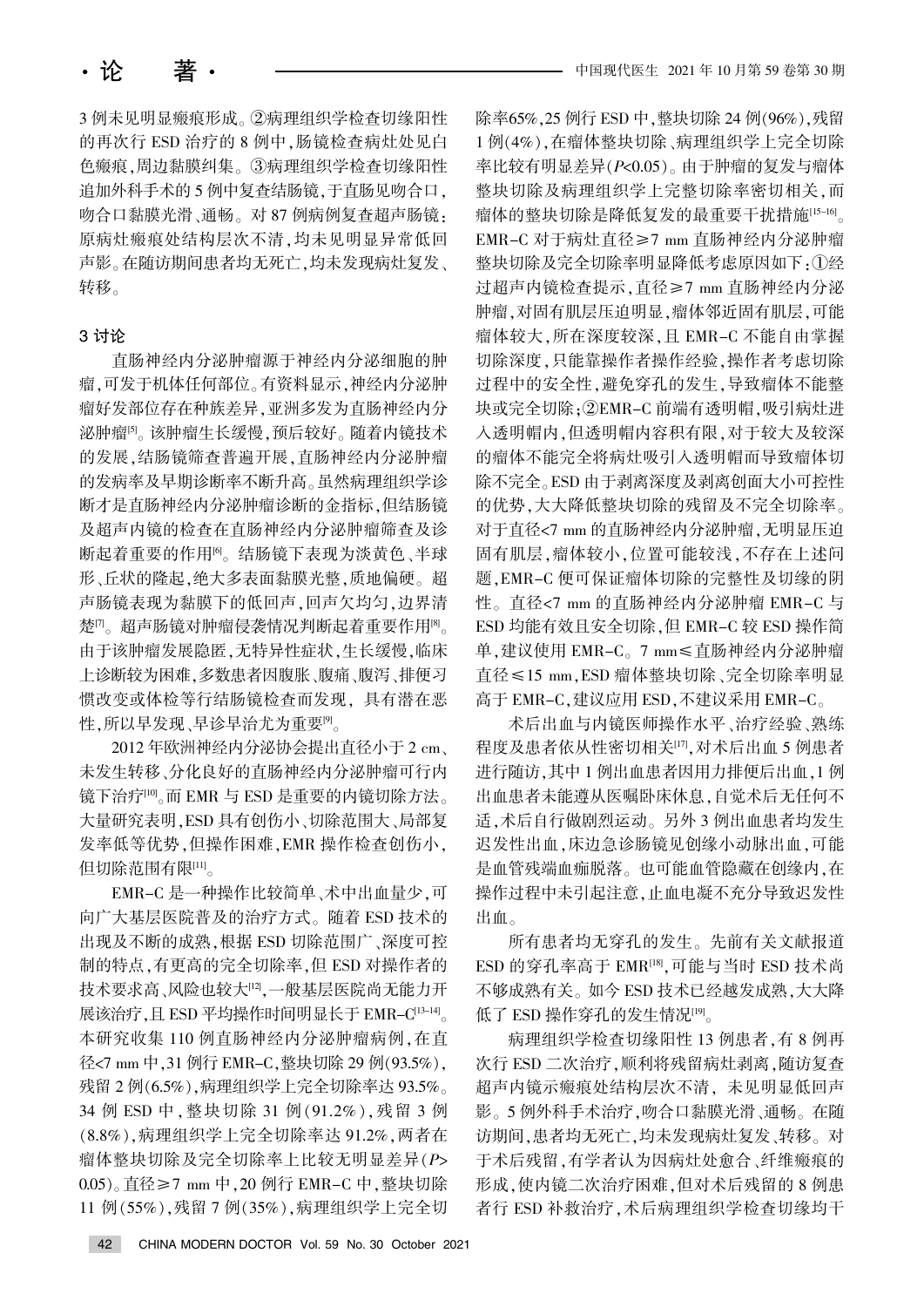3 例未见明显瘢痕形成。②病理组织学检查切缘阳性的再次行 ESD 治疗的 8 例中，肠镜检查病灶处见白色瘢痕，周边黏膜纠集。③病理组织学检查切缘阳性追加外科手术的 5 例中复查结肠镜，于直肠见吻合口，吻合口黏膜光滑、通畅。对 87 例病例复查超声肠镜：原病灶瘢痕处结构层次不清，均未见明显异常低回声影。在随访期间患者均无死亡，均未发现病灶复发、转移。

## 3 讨论

直肠神经内分泌肿瘤源于神经内分泌细胞的肿瘤，可发于机体任何部位。有资料显示，神经内分泌肿瘤好发部位存在种族差异，亚洲多发为直肠神经内分泌肿瘤[5]。该肿瘤生长缓慢，预后较好。随着内镜技术的发展，结肠镜筛查普遍开展，直肠神经内分泌肿瘤的发病率及早期诊断率不断升高。虽然病理组织学诊断才是直肠神经内分泌肿瘤诊断的金指标，但结肠镜及超声内镜的检查在直肠神经内分泌肿瘤筛查及诊断起着重要的作用[6]。结肠镜下表现为淡黄色、半球形、丘状的隆起，绝大多表面黏膜光整，质地偏硬。超声肠镜表现为黏膜下的低回声，回声欠均匀，边界清楚[7]。超声肠镜对肿瘤侵袭情况判断起着重要作用[8]。由于该肿瘤发展隐匿，无特异性症状，生长缓慢，临床上诊断较为困难，多数患者因腹胀、腹痛、腹泻、排便习惯改变或体检等行结肠镜检查而发现，具有潜在恶性，所以早发现、早诊早治尤为重要[9]。

2012 年欧洲神经内分泌协会提出直径小于 2 cm、未发生转移、分化良好的直肠神经内分泌肿瘤可行内镜下治疗[10]。而 EMR 与 ESD 是重要的内镜切除方法。大量研究表明，ESD 具有创伤小、切除范围大、局部复发率低等优势，但操作困难，EMR 操作检查创伤小，但切除范围有限[11]。

EMR-C 是一种操作比较简单、术中出血量少，可向广大基层医院普及的治疗方式。随着 ESD 技术的出现及不断的成熟，根据 ESD 切除范围广、深度可控制的特点，有更高的完全切除率，但 ESD 对操作者的技术要求高、风险也较大[12]，一般基层医院尚无能力开展该治疗，且 ESD 平均操作时间明显长于 EMR-C[13-14]。本研究收集 110 例直肠神经内分泌肿瘤病例，在直径<7 mm 中，31 例行 EMR-C，整块切除 29 例(93.5%)，残留 2 例(6.5%)，病理组织学上完全切除率达 93.5%。34 例 ESD 中，整块切除 31 例(91.2%)，残留 3 例(8.8%)，病理组织学上完全切除率达 91.2%，两者在瘤体整块切除及完全切除率上比较无明显差异($P$>0.05)。直径≥7 mm 中，20 例行 EMR-C 中，整块切除 11 例(55%)，残留 7 例(35%)，病理组织学上完全切除率65%，25 例行 ESD 中，整块切除 24 例(96%)，残留 1 例(4%)，在瘤体整块切除、病理组织学上完全切除率比较有明显差异($P$<0.05)。由于肿瘤的复发与瘤体整块切除及病理组织学上完整切除率密切相关，而瘤体的整块切除是降低复发的最重要干扰措施[15-16]。EMR-C 对于病灶直径≥7 mm 直肠神经内分泌肿瘤整块切除及完全切除率明显降低考虑原因如下：①经过超声内镜检查提示，直径≥7 mm 直肠神经内分泌肿瘤，对固有肌层压迫明显，瘤体邻近固有肌层，可能瘤体较大，所在深度较深，且 EMR-C 不能自由掌握切除深度，只能靠操作者操作经验，操作者考虑切除过程中的安全性，避免穿孔的发生，导致瘤体不能整块或完全切除；②EMR-C 前端有透明帽，吸引病灶进入透明帽内，但透明帽内容积有限，对于较大及较深的瘤体不能完全将病灶吸引入透明帽而导致瘤体切除不完全。ESD 由于剥离深度及剥离创面大小可控性的优势，大大降低整块切除的残留及不完全切除率。对于直径<7 mm 的直肠神经内分泌肿瘤，无明显压迫固有肌层，瘤体较小，位置可能较浅，不存在上述问题，EMR-C 便可保证瘤体切除的完整性及切缘的阴性。直径<7 mm 的直肠神经内分泌肿瘤 EMR-C 与 ESD 均能有效且安全切除，但 EMR-C 较 ESD 操作简单，建议使用 EMR-C。7 mm≤直肠神经内分泌肿瘤直径≤15 mm，ESD 瘤体整块切除、完全切除率明显高于 EMR-C，建议应用 ESD，不建议采用 EMR-C。

术后出血与内镜医师操作水平、治疗经验、熟练程度及患者依从性密切相关[17]，对术后出血 5 例患者进行随访，其中 1 例出血患者因用力排便后出血，1 例出血患者未能遵从医嘱卧床休息，自觉术后无任何不适，术后自行做剧烈运动。另外 3 例出血患者均发生迟发性出血，床边急诊肠镜见创缘小动脉出血，可能是血管残端血痂脱落。也可能血管隐藏在创缘内，在操作过程中未引起注意，止血电凝不充分导致迟发性出血。

所有患者均无穿孔的发生。先前有关文献报道 ESD 的穿孔率高于 EMR[18]，可能与当时 ESD 技术尚不够成熟有关。如今 ESD 技术已经越发成熟，大大降低了 ESD 操作穿孔的发生情况[19]。

病理组织学检查切缘阳性 13 例患者，有 8 例再次行 ESD 二次治疗，顺利将残留病灶剥离，随访复查超声内镜示瘢痕处结构层次不清，未见明显低回声影。5 例外科手术治疗，吻合口黏膜光滑、通畅。在随访期间，患者均无死亡，均未发现病灶复发、转移。对于术后残留，有学者认为因病灶处愈合、纤维瘢痕的形成，使内镜二次治疗困难，但对术后残留的 8 例患者行 ESD 补救治疗，术后病理组织学检查切缘均干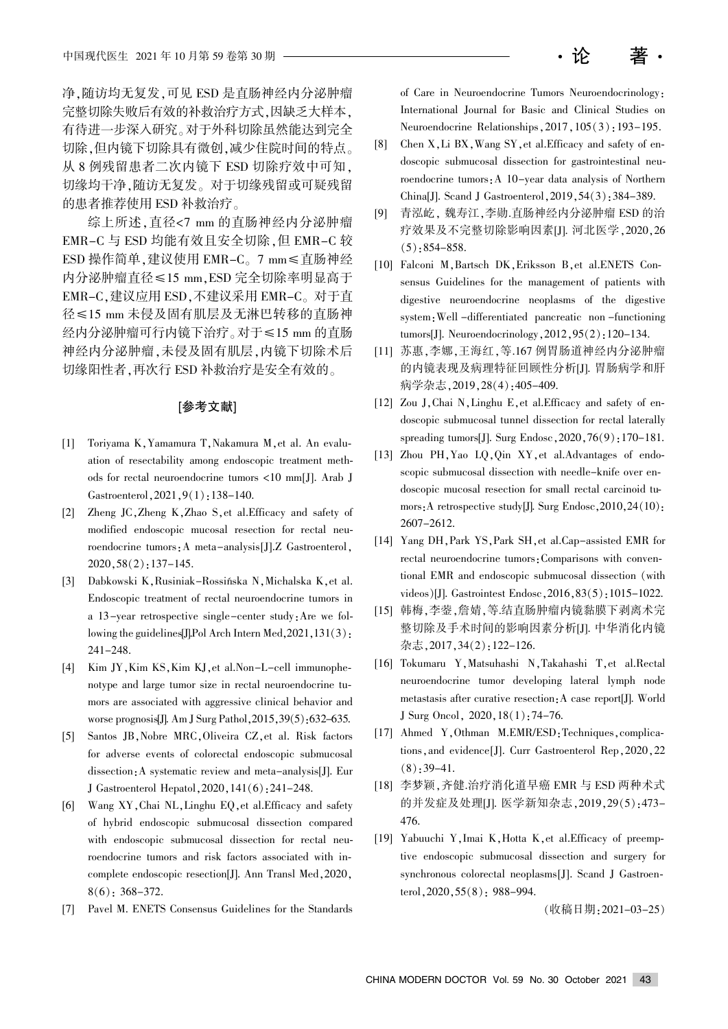净，随访均无复发，可见 ESD 是直肠神经内分泌肿瘤完整切除失败后有效的补救治疗方式，因缺乏大样本，有待进一步深入研究。对于外科切除虽然能达到完全切除，但内镜下切除具有微创，减少住院时间的特点。从 8 例残留患者二次内镜下 ESD 切除疗效中可知，切缘均干净，随访无复发。对于切缘残留或可疑残留的患者推荐使用 ESD 补救治疗。

综上所述，直径<7 mm 的直肠神经内分泌肿瘤 EMR-C 与 ESD 均能有效且安全切除，但 EMR-C 较 ESD 操作简单，建议使用 EMR-C。7 mm≤直肠神经内分泌肿瘤直径≤15 mm，ESD 完全切除率明显高于 EMR-C，建议应用 ESD，不建议采用 EMR-C。对于直径≤15 mm 未侵及固有肌层及无淋巴转移的直肠神经内分泌肿瘤可行内镜下治疗。对于≤15 mm 的直肠神经内分泌肿瘤，未侵及固有肌层，内镜下切除术后切缘阳性者，再次行 ESD 补救治疗是安全有效的。

## [参考文献]

[1] Toriyama K, Yamamura T, Nakamura M, et al. An evaluation of resectability among endoscopic treatment methods for rectal neuroendocrine tumors <10 mm[J]. Arab J Gastroenterol, 2021, 9(1): 138-140.

[2] Zheng JC, Zheng K, Zhao S, et al. Efficacy and safety of modified endoscopic mucosal resection for rectal neuroendocrine tumors: A meta-analysis[J]. Z Gastroenterol, 2020, 58(2): 137-145.

[3] Dabkowski K, Rusiniak-Rossińska N, Michalska K, et al. Endoscopic treatment of rectal neuroendocrine tumors in a 13-year retrospective single-center study: Are we following the guidelines[J]. Pol Arch Intern Med, 2021, 131(3): 241-248.

[4] Kim JY, Kim KS, Kim KJ, et al. Non-L-cell immunophenotype and large tumor size in rectal neuroendocrine tumors are associated with aggressive clinical behavior and worse prognosis[J]. Am J Surg Pathol, 2015, 39(5): 632-635.

[5] Santos JB, Nobre MRC, Oliveira CZ, et al. Risk factors for adverse events of colorectal endoscopic submucosal dissection: A systematic review and meta-analysis[J]. Eur J Gastroenterol Hepatol, 2020, 141(6): 241-248.

[6] Wang XY, Chai NL, Linghu EQ, et al. Efficacy and safety of hybrid endoscopic submucosal dissection compared with endoscopic submucosal dissection for rectal neuroendocrine tumors and risk factors associated with incomplete endoscopic resection[J]. Ann Transl Med, 2020, 8(6): 368-372.

[7] Pavel M. ENETS Consensus Guidelines for the Standards of Care in Neuroendocrine Tumors Neuroendocrinology: International Journal for Basic and Clinical Studies on Neuroendocrine Relationships, 2017, 105(3): 193-195.

[8] Chen X, Li BX, Wang SY, et al. Efficacy and safety of endoscopic submucosal dissection for gastrointestinal neuroendocrine tumors: A 10-year data analysis of Northern China[J]. Scand J Gastroenterol, 2019, 54(3): 384-389.

[9] 青泓屹，魏寿江，李勋. 直肠神经内分泌肿瘤 ESD 的治疗效果及不完整切除影响因素[J]. 河北医学，2020，26(5)：854-858.

[10] Falconi M, Bartsch DK, Eriksson B, et al. ENETS Consensus Guidelines for the management of patients with digestive neuroendocrine neoplasms of the digestive system: Well-differentiated pancreatic non-functioning tumors[J]. Neuroendocrinology, 2012, 95(2): 120-134.

[11] 苏惠，李娜，王海红，等. 167 例胃肠道神经内分泌肿瘤的内镜表现及病理特征回顾性分析[J]. 胃肠病学和肝病学杂志，2019，28(4)：405-409.

[12] Zou J, Chai N, Linghu E, et al. Efficacy and safety of endoscopic submucosal tunnel dissection for rectal laterally spreading tumors[J]. Surg Endosc, 2020, 76(9): 170-181.

[13] Zhou PH, Yao LQ, Qin XY, et al. Advantages of endoscopic submucosal dissection with needle-knife over endoscopic mucosal resection for small rectal carcinoid tumors: A retrospective study[J]. Surg Endosc, 2010, 24(10): 2607-2612.

[14] Yang DH, Park YS, Park SH, et al. Cap-assisted EMR for rectal neuroendocrine tumors: Comparisons with conventional EMR and endoscopic submucosal dissection (with videos)[J]. Gastrointest Endosc, 2016, 83(5): 1015-1022.

[15] 韩梅，李崟，詹婧，等. 结直肠肿瘤内镜黏膜下剥离术完整切除及手术时间的影响因素分析[J]. 中华消化内镜杂志，2017，34(2)：122-126.

[16] Tokumaru Y, Matsuhashi N, Takahashi T, et al. Rectal neuroendocrine tumor developing lateral lymph node metastasis after curative resection: A case report[J]. World J Surg Oncol, 2020, 18(1): 74-76.

[17] Ahmed Y, Othman M. EMR/ESD: Techniques, complications, and evidence[J]. Curr Gastroenterol Rep, 2020, 22(8): 39-41.

[18] 李梦颖，齐健. 治疗消化道早癌 EMR 与 ESD 两种术式的并发症及处理[J]. 医学新知杂志，2019，29(5)：473-476.

[19] Yabuuchi Y, Imai K, Hotta K, et al. Efficacy of preemptive endoscopic submucosal dissection and surgery for synchronous colorectal neoplasms[J]. Scand J Gastroenterol, 2020, 55(8): 988-994.

（收稿日期：2021-03-25）